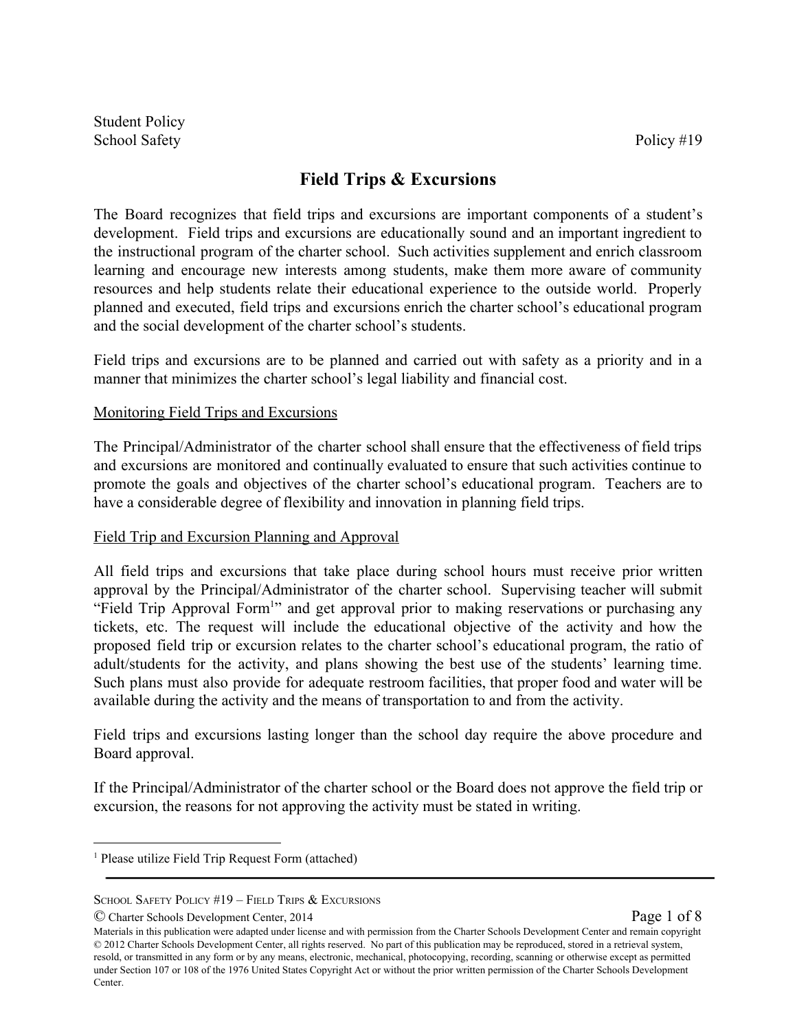Student Policy
School Safety Policy #19

# Field Trips & Excursions

The Board recognizes that field trips and excursions are important components of a student's development. Field trips and excursions are educationally sound and an important ingredient to the instructional program of the charter school. Such activities supplement and enrich classroom learning and encourage new interests among students, make them more aware of community resources and help students relate their educational experience to the outside world. Properly planned and executed, field trips and excursions enrich the charter school's educational program and the social development of the charter school's students.

Field trips and excursions are to be planned and carried out with safety as a priority and in a manner that minimizes the charter school's legal liability and financial cost.

## Monitoring Field Trips and Excursions

The Principal/Administrator of the charter school shall ensure that the effectiveness of field trips and excursions are monitored and continually evaluated to ensure that such activities continue to promote the goals and objectives of the charter school's educational program. Teachers are to have a considerable degree of flexibility and innovation in planning field trips.

## Field Trip and Excursion Planning and Approval

All field trips and excursions that take place during school hours must receive prior written approval by the Principal/Administrator of the charter school. Supervising teacher will submit "Field Trip Approval Form[1]" and get approval prior to making reservations or purchasing any tickets, etc. The request will include the educational objective of the activity and how the proposed field trip or excursion relates to the charter school's educational program, the ratio of adult/students for the activity, and plans showing the best use of the students' learning time. Such plans must also provide for adequate restroom facilities, that proper food and water will be available during the activity and the means of transportation to and from the activity.

Field trips and excursions lasting longer than the school day require the above procedure and Board approval.

If the Principal/Administrator of the charter school or the Board does not approve the field trip or excursion, the reasons for not approving the activity must be stated in writing.

[1] Please utilize Field Trip Request Form (attached)

SCHOOL SAFETY POLICY #19 – FIELD TRIPS & EXCURSIONS

© Charter Schools Development Center, 2014

Materials in this publication were adapted under license and with permission from the Charter Schools Development Center and remain copyright © 2012 Charter Schools Development Center, all rights reserved. No part of this publication may be reproduced, stored in a retrieval system, resold, or transmitted in any form or by any means, electronic, mechanical, photocopying, recording, scanning or otherwise except as permitted under Section 107 or 108 of the 1976 United States Copyright Act or without the prior written permission of the Charter Schools Development Center.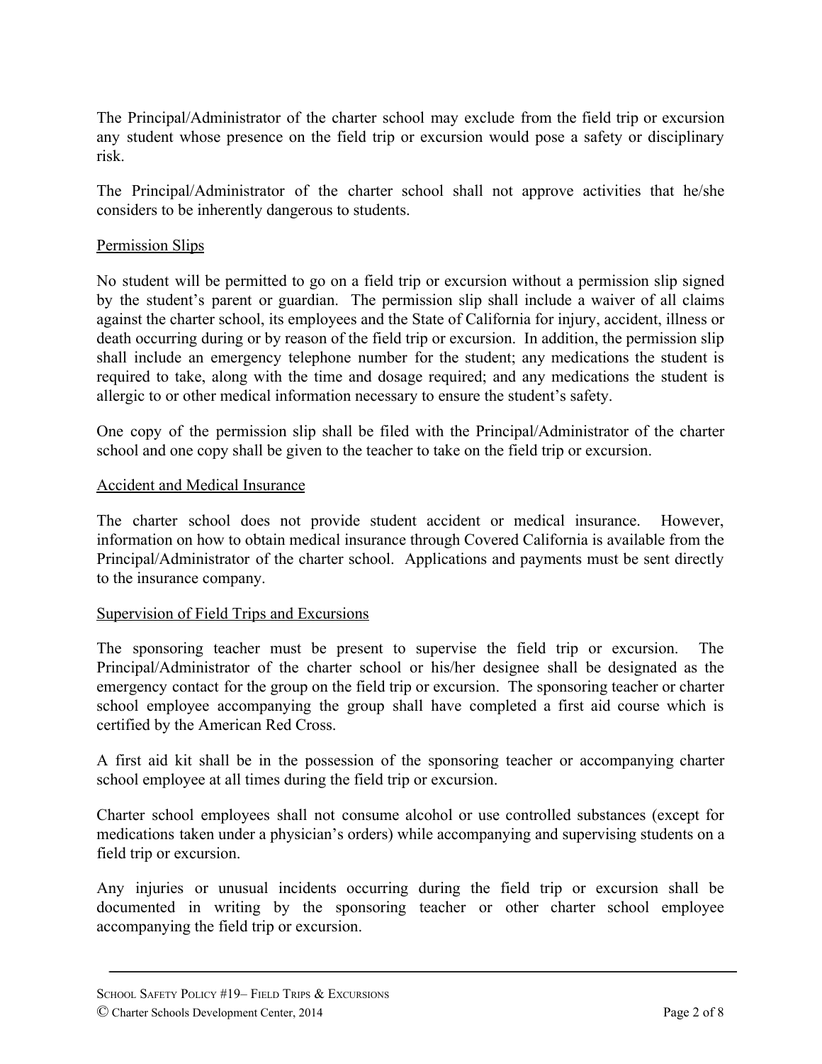The Principal/Administrator of the charter school may exclude from the field trip or excursion any student whose presence on the field trip or excursion would pose a safety or disciplinary risk.

The Principal/Administrator of the charter school shall not approve activities that he/she considers to be inherently dangerous to students.

## Permission Slips

No student will be permitted to go on a field trip or excursion without a permission slip signed by the student's parent or guardian. The permission slip shall include a waiver of all claims against the charter school, its employees and the State of California for injury, accident, illness or death occurring during or by reason of the field trip or excursion. In addition, the permission slip shall include an emergency telephone number for the student; any medications the student is required to take, along with the time and dosage required; and any medications the student is allergic to or other medical information necessary to ensure the student's safety.

One copy of the permission slip shall be filed with the Principal/Administrator of the charter school and one copy shall be given to the teacher to take on the field trip or excursion.

## Accident and Medical Insurance

The charter school does not provide student accident or medical insurance. However, information on how to obtain medical insurance through Covered California is available from the Principal/Administrator of the charter school. Applications and payments must be sent directly to the insurance company.

## Supervision of Field Trips and Excursions

The sponsoring teacher must be present to supervise the field trip or excursion. The Principal/Administrator of the charter school or his/her designee shall be designated as the emergency contact for the group on the field trip or excursion. The sponsoring teacher or charter school employee accompanying the group shall have completed a first aid course which is certified by the American Red Cross.

A first aid kit shall be in the possession of the sponsoring teacher or accompanying charter school employee at all times during the field trip or excursion.

Charter school employees shall not consume alcohol or use controlled substances (except for medications taken under a physician's orders) while accompanying and supervising students on a field trip or excursion.

Any injuries or unusual incidents occurring during the field trip or excursion shall be documented in writing by the sponsoring teacher or other charter school employee accompanying the field trip or excursion.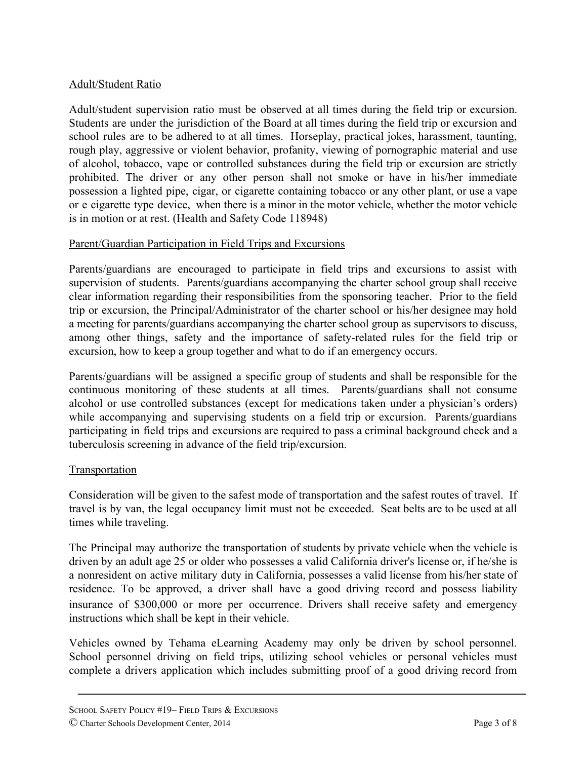## Adult/Student Ratio

Adult/student supervision ratio must be observed at all times during the field trip or excursion. Students are under the jurisdiction of the Board at all times during the field trip or excursion and school rules are to be adhered to at all times. Horseplay, practical jokes, harassment, taunting, rough play, aggressive or violent behavior, profanity, viewing of pornographic material and use of alcohol, tobacco, vape or controlled substances during the field trip or excursion are strictly prohibited. The driver or any other person shall not smoke or have in his/her immediate possession a lighted pipe, cigar, or cigarette containing tobacco or any other plant, or use a vape or e cigarette type device, when there is a minor in the motor vehicle, whether the motor vehicle is in motion or at rest. (Health and Safety Code 118948)

## Parent/Guardian Participation in Field Trips and Excursions

Parents/guardians are encouraged to participate in field trips and excursions to assist with supervision of students. Parents/guardians accompanying the charter school group shall receive clear information regarding their responsibilities from the sponsoring teacher. Prior to the field trip or excursion, the Principal/Administrator of the charter school or his/her designee may hold a meeting for parents/guardians accompanying the charter school group as supervisors to discuss, among other things, safety and the importance of safety-related rules for the field trip or excursion, how to keep a group together and what to do if an emergency occurs.

Parents/guardians will be assigned a specific group of students and shall be responsible for the continuous monitoring of these students at all times. Parents/guardians shall not consume alcohol or use controlled substances (except for medications taken under a physician's orders) while accompanying and supervising students on a field trip or excursion. Parents/guardians participating in field trips and excursions are required to pass a criminal background check and a tuberculosis screening in advance of the field trip/excursion.

## Transportation

Consideration will be given to the safest mode of transportation and the safest routes of travel. If travel is by van, the legal occupancy limit must not be exceeded. Seat belts are to be used at all times while traveling.

The Principal may authorize the transportation of students by private vehicle when the vehicle is driven by an adult age 25 or older who possesses a valid California driver's license or, if he/she is a nonresident on active military duty in California, possesses a valid license from his/her state of residence. To be approved, a driver shall have a good driving record and possess liability insurance of $300,000 or more per occurrence. Drivers shall receive safety and emergency instructions which shall be kept in their vehicle.

Vehicles owned by Tehama eLearning Academy may only be driven by school personnel. School personnel driving on field trips, utilizing school vehicles or personal vehicles must complete a drivers application which includes submitting proof of a good driving record from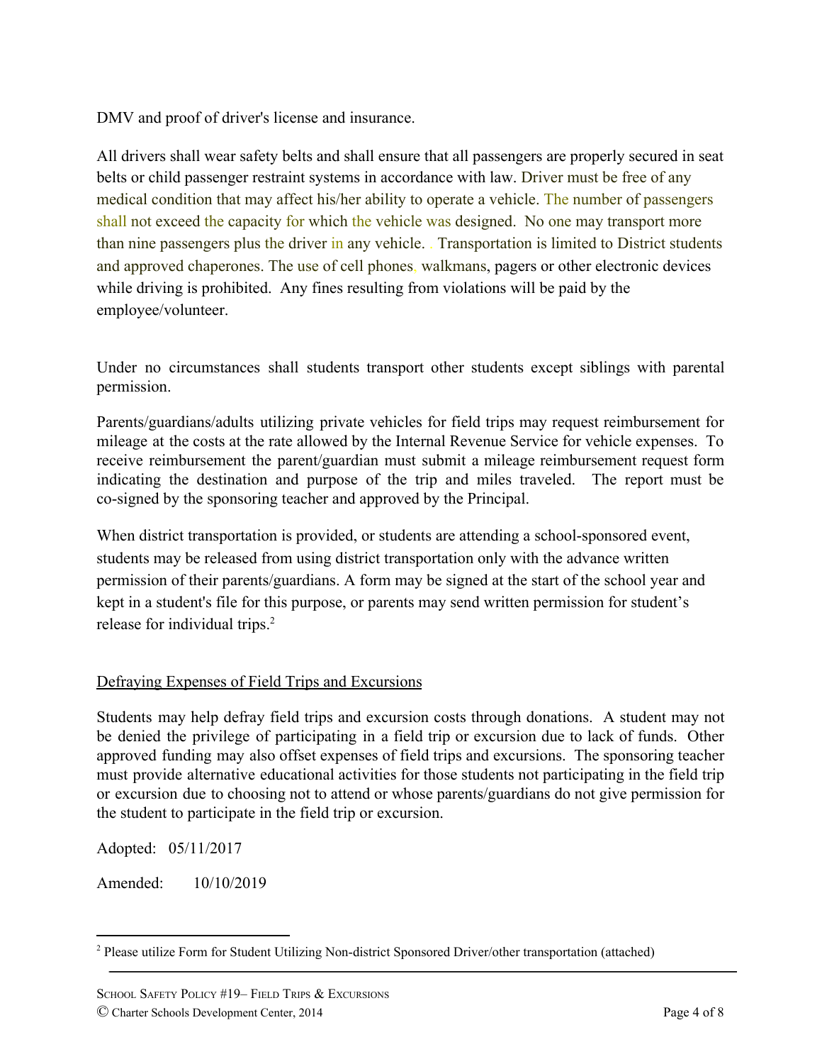DMV and proof of driver's license and insurance.

All drivers shall wear safety belts and shall ensure that all passengers are properly secured in seat belts or child passenger restraint systems in accordance with law. Driver must be free of any medical condition that may affect his/her ability to operate a vehicle. The number of passengers shall not exceed the capacity for which the vehicle was designed. No one may transport more than nine passengers plus the driver in any vehicle. . Transportation is limited to District students and approved chaperones. The use of cell phones, walkmans, pagers or other electronic devices while driving is prohibited. Any fines resulting from violations will be paid by the employee/volunteer.

Under no circumstances shall students transport other students except siblings with parental permission.

Parents/guardians/adults utilizing private vehicles for field trips may request reimbursement for mileage at the costs at the rate allowed by the Internal Revenue Service for vehicle expenses. To receive reimbursement the parent/guardian must submit a mileage reimbursement request form indicating the destination and purpose of the trip and miles traveled. The report must be co-signed by the sponsoring teacher and approved by the Principal.

When district transportation is provided, or students are attending a school-sponsored event, students may be released from using district transportation only with the advance written permission of their parents/guardians. A form may be signed at the start of the school year and kept in a student's file for this purpose, or parents may send written permission for student's release for individual trips.[2]

## Defraying Expenses of Field Trips and Excursions

Students may help defray field trips and excursion costs through donations. A student may not be denied the privilege of participating in a field trip or excursion due to lack of funds. Other approved funding may also offset expenses of field trips and excursions. The sponsoring teacher must provide alternative educational activities for those students not participating in the field trip or excursion due to choosing not to attend or whose parents/guardians do not give permission for the student to participate in the field trip or excursion.

Adopted: 05/11/2017

Amended: 10/10/2019

[2] Please utilize Form for Student Utilizing Non-district Sponsored Driver/other transportation (attached)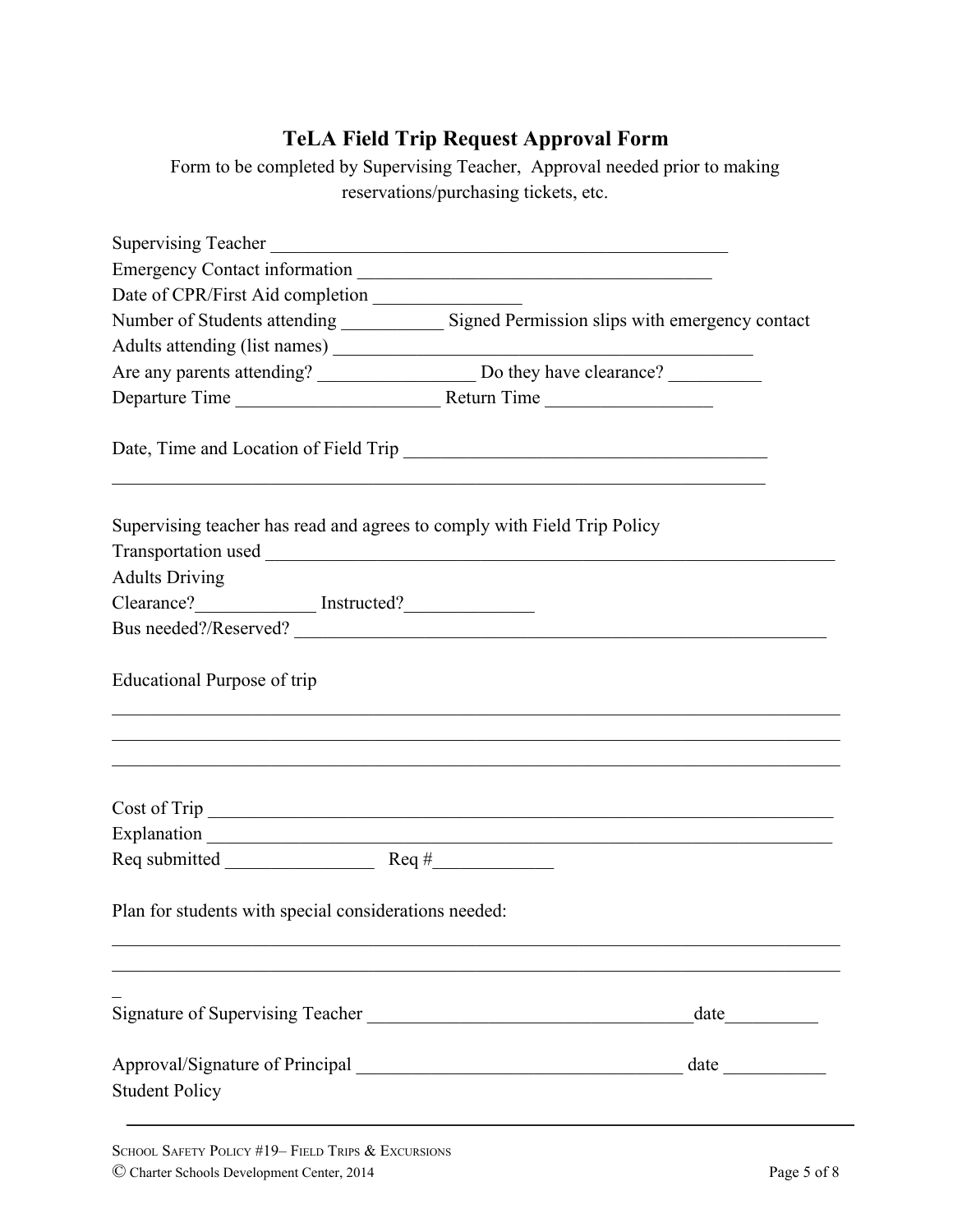# TeLA Field Trip Request Approval Form

Form to be completed by Supervising Teacher, Approval needed prior to making reservations/purchasing tickets, etc.

Supervising Teacher ___________________________________________________

Emergency Contact information ________________________________________

Date of CPR/First Aid completion ________________

Number of Students attending ___________ Signed Permission slips with emergency contact

Adults attending (list names) ____________________________________________

Are any parents attending? _________________ Do they have clearance? __________

Departure Time ______________________ Return Time __________________

Date, Time and Location of Field Trip ________________________________________

_________________________________________________________________________

Supervising teacher has read and agrees to comply with Field Trip Policy

Transportation used ______________________________________________________________

Adults Driving

Clearance?_____________ Instructed?______________

Bus needed?/Reserved? ____________________________________________________________

Educational Purpose of trip

_________________________________________________________________________________

_________________________________________________________________________________

_________________________________________________________________________________

Cost of Trip ______________________________________________________________________

Explanation ______________________________________________________________________

Req submitted ________________ Req #_____________

Plan for students with special considerations needed:

_________________________________________________________________________________

_________________________________________________________________________________

_

Signature of Supervising Teacher ____________________________________date__________

Approval/Signature of Principal ____________________________________ date ___________

Student Policy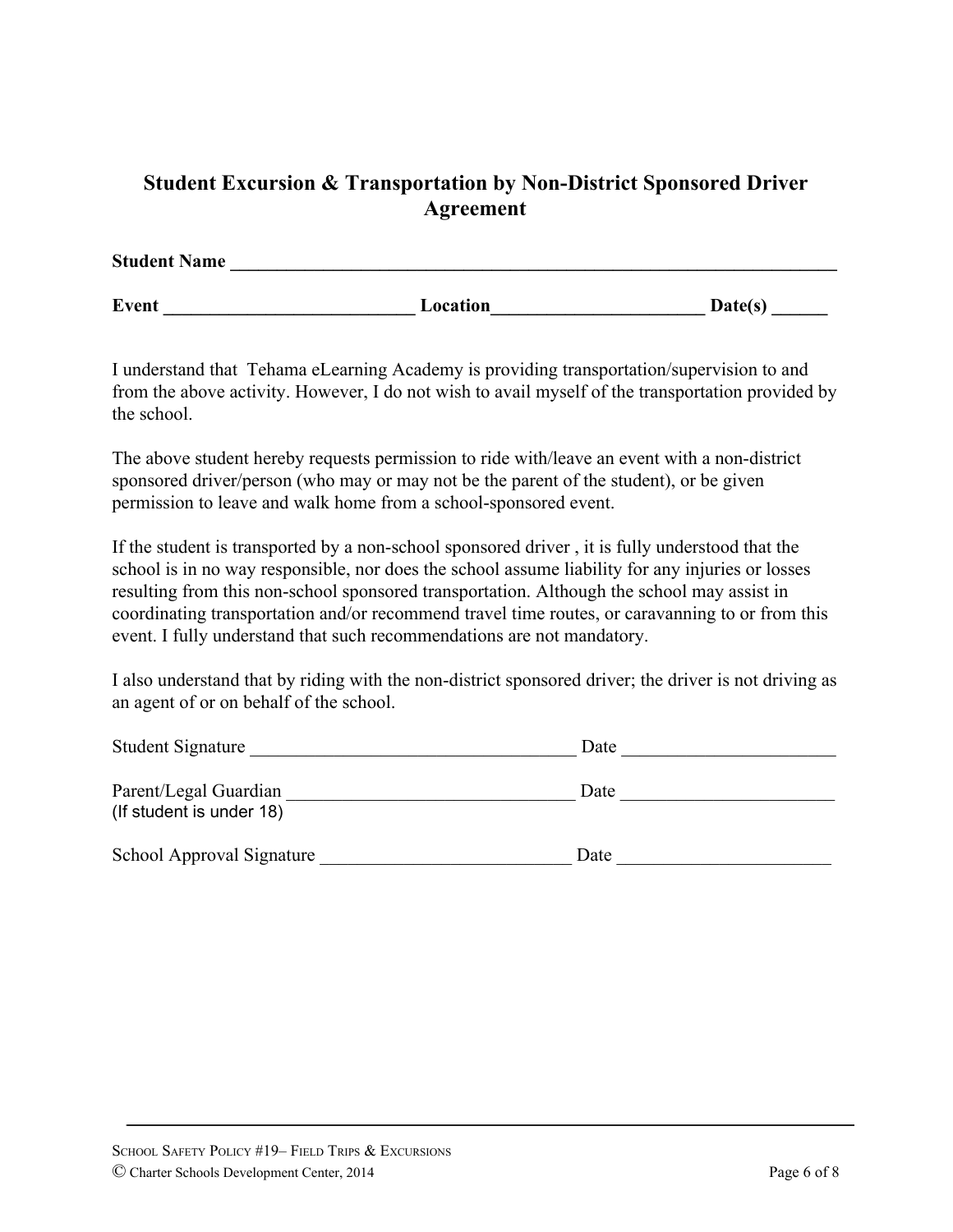# Student Excursion & Transportation by Non-District Sponsored Driver Agreement

**Student Name** ______________________________________________________________

**Event** ___________________________ **Location**_______________________ **Date(s)** ______

I understand that Tehama eLearning Academy is providing transportation/supervision to and from the above activity. However, I do not wish to avail myself of the transportation provided by the school.

The above student hereby requests permission to ride with/leave an event with a non-district sponsored driver/person (who may or may not be the parent of the student), or be given permission to leave and walk home from a school-sponsored event.

If the student is transported by a non-school sponsored driver , it is fully understood that the school is in no way responsible, nor does the school assume liability for any injuries or losses resulting from this non-school sponsored transportation. Although the school may assist in coordinating transportation and/or recommend travel time routes, or caravanning to or from this event. I fully understand that such recommendations are not mandatory.

I also understand that by riding with the non-district sponsored driver; the driver is not driving as an agent of or on behalf of the school.

Student Signature ___________________________________ Date ______________________

Parent/Legal Guardian ______________________________ Date ______________________
(If student is under 18)

School Approval Signature ___________________________ Date ______________________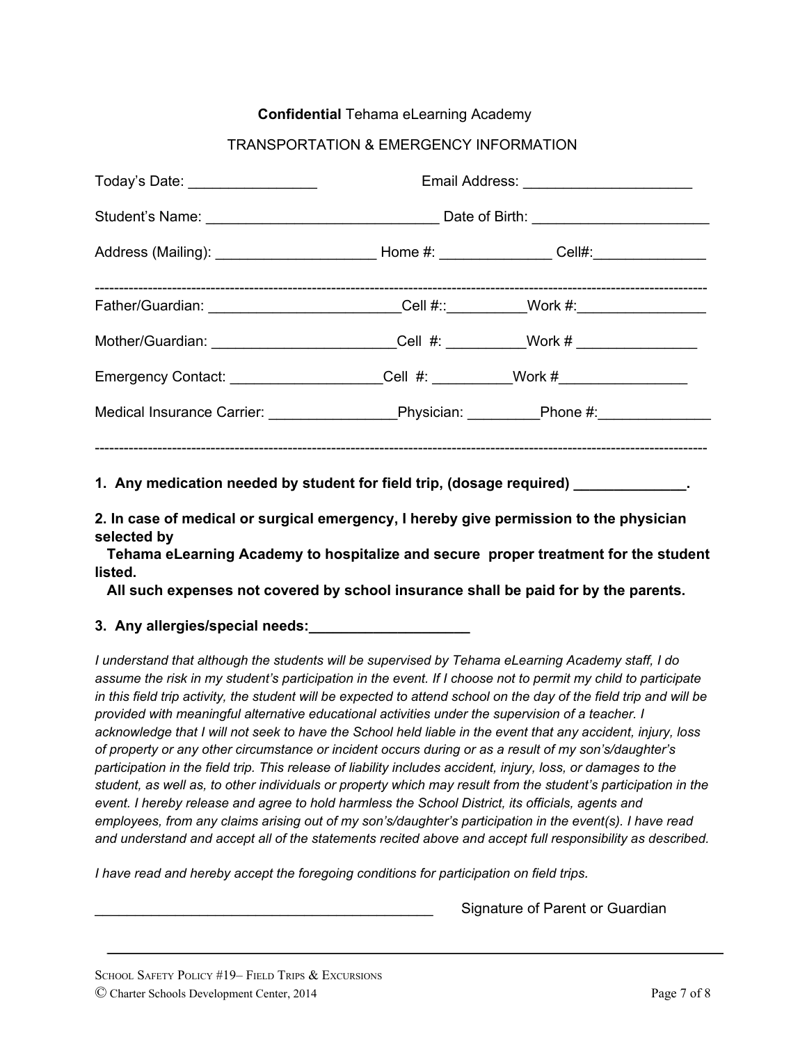**Confidential** Tehama eLearning Academy

TRANSPORTATION & EMERGENCY INFORMATION

Today's Date: ________________ Email Address: _____________________

Student's Name: _____________________________ Date of Birth: ______________________

Address (Mailing): ____________________ Home #: ______________ Cell#:______________

-----------------------------------------------------------------------------------------------------------------------------

Father/Guardian: ________________________Cell #::__________Work #:________________

Mother/Guardian: _______________________Cell #: __________Work # _______________

Emergency Contact: ___________________Cell #: __________Work #________________

Medical Insurance Carrier: ________________Physician: _________Phone #:______________

-----------------------------------------------------------------------------------------------------------------------------

**1. Any medication needed by student for field trip, (dosage required) ______________.**

**2. In case of medical or surgical emergency, I hereby give permission to the physician selected by Tehama eLearning Academy to hospitalize and secure proper treatment for the student listed. All such expenses not covered by school insurance shall be paid for by the parents.**

**3. Any allergies/special needs:____________________**

*I understand that although the students will be supervised by Tehama eLearning Academy staff, I do assume the risk in my student's participation in the event. If I choose not to permit my child to participate in this field trip activity, the student will be expected to attend school on the day of the field trip and will be provided with meaningful alternative educational activities under the supervision of a teacher. I acknowledge that I will not seek to have the School held liable in the event that any accident, injury, loss of property or any other circumstance or incident occurs during or as a result of my son's/daughter's participation in the field trip. This release of liability includes accident, injury, loss, or damages to the student, as well as, to other individuals or property which may result from the student's participation in the event. I hereby release and agree to hold harmless the School District, its officials, agents and employees, from any claims arising out of my son's/daughter's participation in the event(s). I have read and understand and accept all of the statements recited above and accept full responsibility as described.*

*I have read and hereby accept the foregoing conditions for participation on field trips.*

____________________________________________ Signature of Parent or Guardian

School Safety Policy #19– Field Trips & Excursions
© Charter Schools Development Center, 2014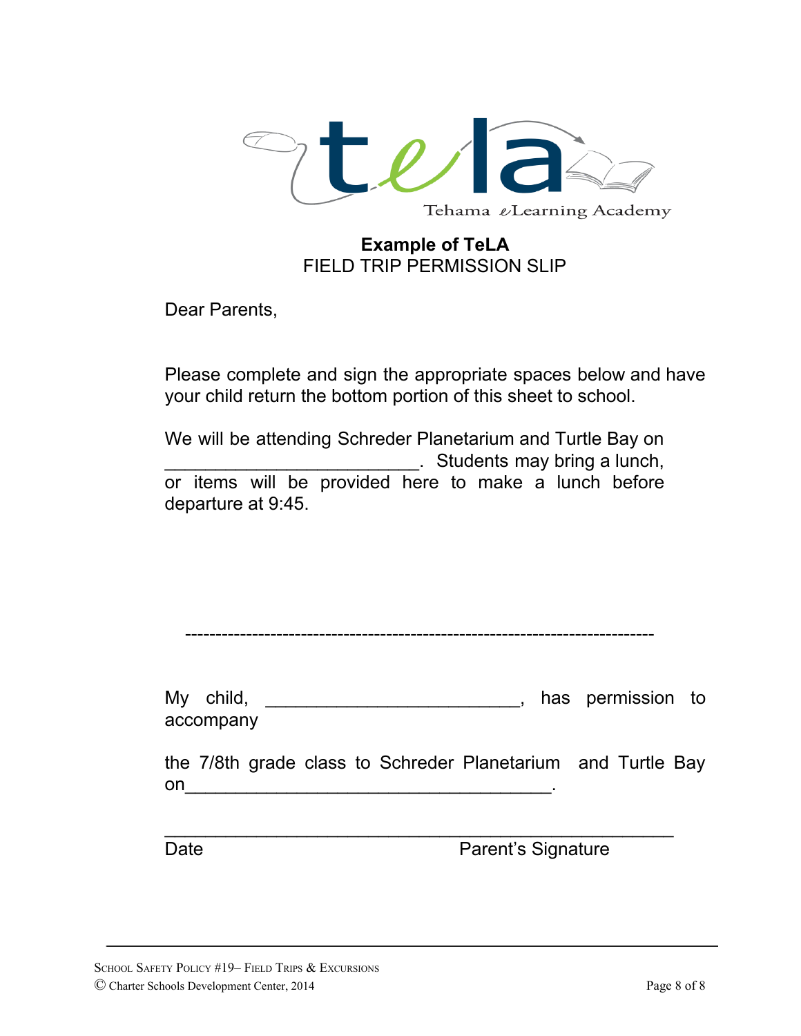Tehama eLearning Academy

**Example of TeLA**
FIELD TRIP PERMISSION SLIP

Dear Parents,

Please complete and sign the appropriate spaces below and have your child return the bottom portion of this sheet to school.

We will be attending Schreder Planetarium and Turtle Bay on ________________________. Students may bring a lunch, or items will be provided here to make a lunch before departure at 9:45.

---------------------------------------------------------------------------

My child, ________________________, has permission to accompany

the 7/8th grade class to Schreder Planetarium and Turtle Bay on___________________________________.

________________________________________________

Date                                        Parent's Signature